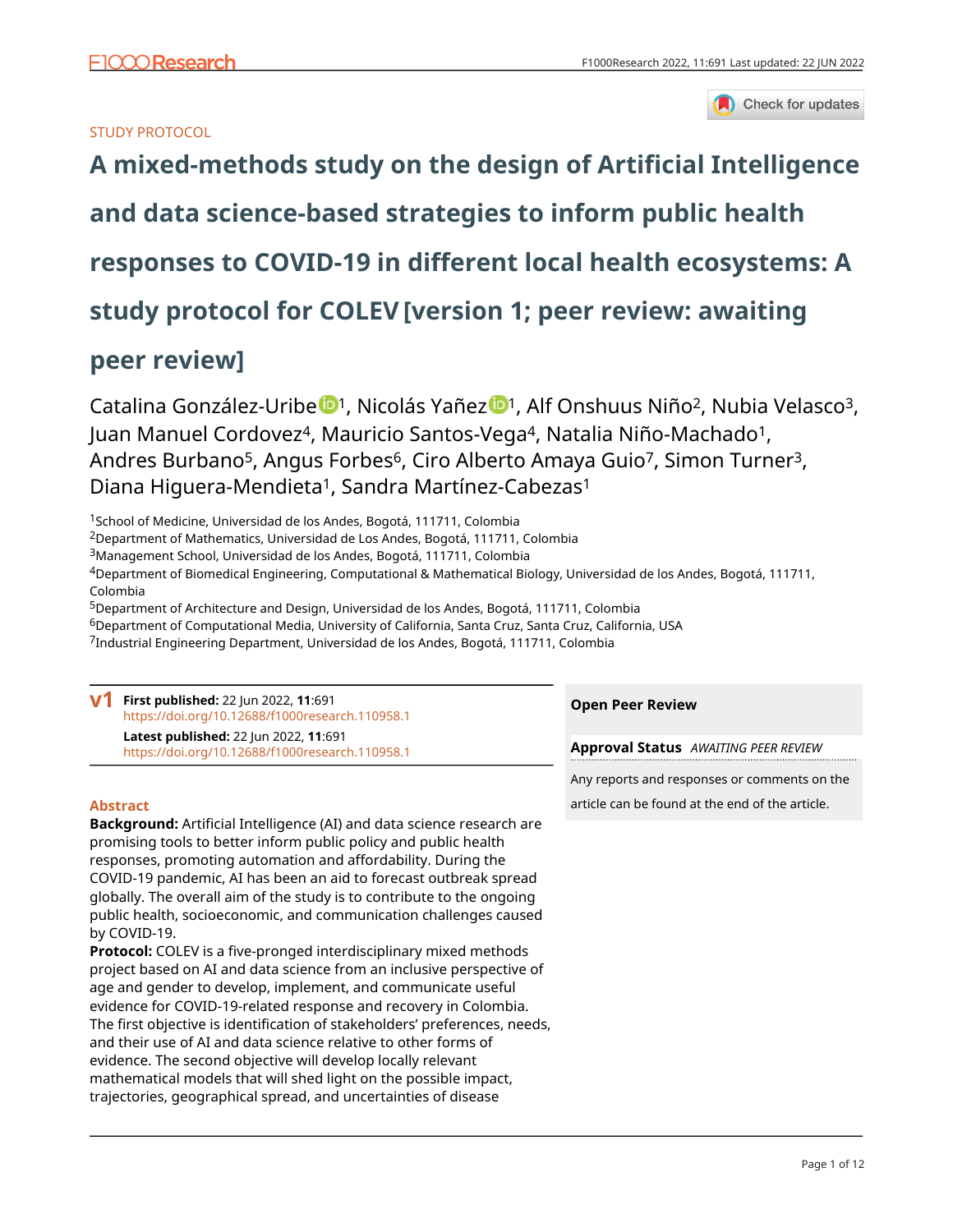STUDY PROTOCOL

# A mixed-methods study on the design of Artificial Intelligence and data science-based strategies to inform public health responses to COVID-19 in different local health ecosystems: A study protocol for COLEV [version 1; peer review: awaiting peer review]

Catalina González-Uribe[1], Nicolás Yañez[1], Alf Onshuus Niño[2], Nubia Velasco[3], Juan Manuel Cordovez[4], Mauricio Santos-Vega[4], Natalia Niño-Machado[1], Andres Burbano[5], Angus Forbes[6], Ciro Alberto Amaya Guio[7], Simon Turner[3], Diana Higuera-Mendieta[1], Sandra Martínez-Cabezas[1]

[1]School of Medicine, Universidad de los Andes, Bogotá, 111711, Colombia
[2]Department of Mathematics, Universidad de Los Andes, Bogotá, 111711, Colombia
[3]Management School, Universidad de los Andes, Bogotá, 111711, Colombia
[4]Department of Biomedical Engineering, Computational & Mathematical Biology, Universidad de los Andes, Bogotá, 111711, Colombia
[5]Department of Architecture and Design, Universidad de los Andes, Bogotá, 111711, Colombia
[6]Department of Computational Media, University of California, Santa Cruz, Santa Cruz, California, USA
[7]Industrial Engineering Department, Universidad de los Andes, Bogotá, 111711, Colombia

**v1** **First published:** 22 Jun 2022, **11**:691
https://doi.org/10.12688/f1000research.110958.1
**Latest published:** 22 Jun 2022, **11**:691
https://doi.org/10.12688/f1000research.110958.1

**Open Peer Review**

**Approval Status** *AWAITING PEER REVIEW*

Any reports and responses or comments on the article can be found at the end of the article.

## Abstract

**Background:** Artificial Intelligence (AI) and data science research are promising tools to better inform public policy and public health responses, promoting automation and affordability. During the COVID-19 pandemic, AI has been an aid to forecast outbreak spread globally. The overall aim of the study is to contribute to the ongoing public health, socioeconomic, and communication challenges caused by COVID-19.

**Protocol:** COLEV is a five-pronged interdisciplinary mixed methods project based on AI and data science from an inclusive perspective of age and gender to develop, implement, and communicate useful evidence for COVID-19-related response and recovery in Colombia. The first objective is identification of stakeholders' preferences, needs, and their use of AI and data science relative to other forms of evidence. The second objective will develop locally relevant mathematical models that will shed light on the possible impact, trajectories, geographical spread, and uncertainties of disease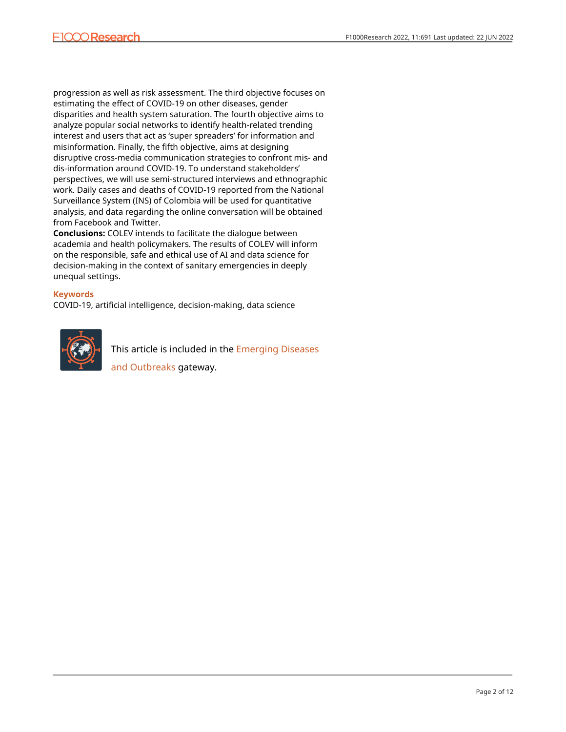progression as well as risk assessment. The third objective focuses on estimating the effect of COVID-19 on other diseases, gender disparities and health system saturation. The fourth objective aims to analyze popular social networks to identify health-related trending interest and users that act as 'super spreaders' for information and misinformation. Finally, the fifth objective, aims at designing disruptive cross-media communication strategies to confront mis- and dis-information around COVID-19. To understand stakeholders' perspectives, we will use semi-structured interviews and ethnographic work. Daily cases and deaths of COVID-19 reported from the National Surveillance System (INS) of Colombia will be used for quantitative analysis, and data regarding the online conversation will be obtained from Facebook and Twitter.

**Conclusions:** COLEV intends to facilitate the dialogue between academia and health policymakers. The results of COLEV will inform on the responsible, safe and ethical use of AI and data science for decision-making in the context of sanitary emergencies in deeply unequal settings.

### Keywords

COVID-19, artificial intelligence, decision-making, data science

This article is included in the Emerging Diseases and Outbreaks gateway.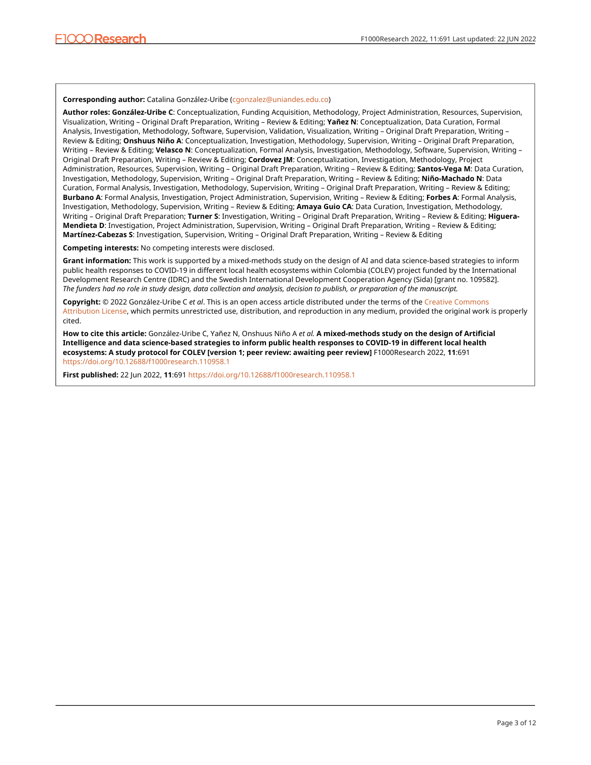**Corresponding author:** Catalina González-Uribe (cgonzalez@uniandes.edu.co)

**Author roles: González-Uribe C**: Conceptualization, Funding Acquisition, Methodology, Project Administration, Resources, Supervision, Visualization, Writing – Original Draft Preparation, Writing – Review & Editing; **Yañez N**: Conceptualization, Data Curation, Formal Analysis, Investigation, Methodology, Software, Supervision, Validation, Visualization, Writing – Original Draft Preparation, Writing – Review & Editing; **Onshuus Niño A**: Conceptualization, Investigation, Methodology, Supervision, Writing – Original Draft Preparation, Writing – Review & Editing; **Velasco N**: Conceptualization, Formal Analysis, Investigation, Methodology, Software, Supervision, Writing – Original Draft Preparation, Writing – Review & Editing; **Cordovez JM**: Conceptualization, Investigation, Methodology, Project Administration, Resources, Supervision, Writing – Original Draft Preparation, Writing – Review & Editing; **Santos-Vega M**: Data Curation, Investigation, Methodology, Supervision, Writing – Original Draft Preparation, Writing – Review & Editing; **Niño-Machado N**: Data Curation, Formal Analysis, Investigation, Methodology, Supervision, Writing – Original Draft Preparation, Writing – Review & Editing; **Burbano A**: Formal Analysis, Investigation, Project Administration, Supervision, Writing – Review & Editing; **Forbes A**: Formal Analysis, Investigation, Methodology, Supervision, Writing – Review & Editing; **Amaya Guio CA**: Data Curation, Investigation, Methodology, Writing – Original Draft Preparation; **Turner S**: Investigation, Writing – Original Draft Preparation, Writing – Review & Editing; **Higuera-Mendieta D**: Investigation, Project Administration, Supervision, Writing – Original Draft Preparation, Writing – Review & Editing; **Martínez-Cabezas S**: Investigation, Supervision, Writing – Original Draft Preparation, Writing – Review & Editing

**Competing interests:** No competing interests were disclosed.

**Grant information:** This work is supported by a mixed-methods study on the design of AI and data science-based strategies to inform public health responses to COVID-19 in different local health ecosystems within Colombia (COLEV) project funded by the International Development Research Centre (IDRC) and the Swedish International Development Cooperation Agency (Sida) [grant no. 109582].
*The funders had no role in study design, data collection and analysis, decision to publish, or preparation of the manuscript.*

**Copyright:** © 2022 González-Uribe C *et al*. This is an open access article distributed under the terms of the Creative Commons Attribution License, which permits unrestricted use, distribution, and reproduction in any medium, provided the original work is properly cited.

**How to cite this article:** González-Uribe C, Yañez N, Onshuus Niño A *et al.* **A mixed-methods study on the design of Artificial Intelligence and data science-based strategies to inform public health responses to COVID-19 in different local health ecosystems: A study protocol for COLEV [version 1; peer review: awaiting peer review]** F1000Research 2022, **11**:691 https://doi.org/10.12688/f1000research.110958.1

**First published:** 22 Jun 2022, **11**:691 https://doi.org/10.12688/f1000research.110958.1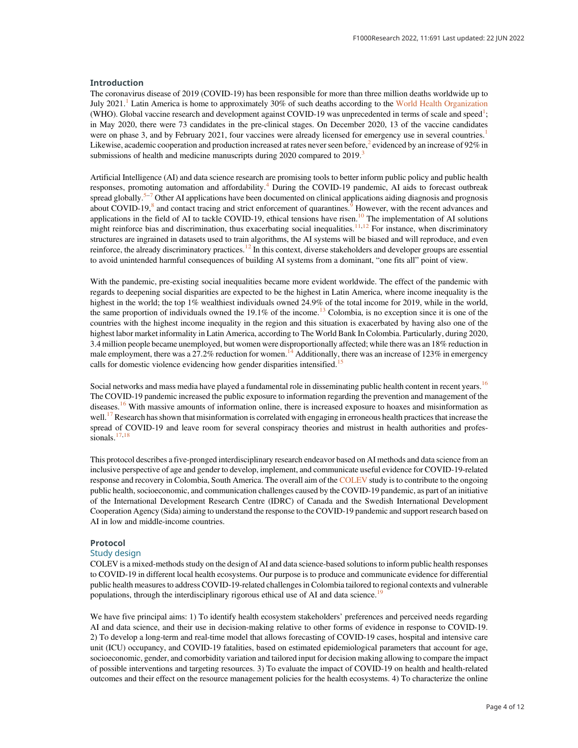## Introduction

The coronavirus disease of 2019 (COVID-19) has been responsible for more than three million deaths worldwide up to July 2021.[1] Latin America is home to approximately 30% of such deaths according to the World Health Organization (WHO). Global vaccine research and development against COVID-19 was unprecedented in terms of scale and speed[1]; in May 2020, there were 73 candidates in the pre-clinical stages. On December 2020, 13 of the vaccine candidates were on phase 3, and by February 2021, four vaccines were already licensed for emergency use in several countries.[1] Likewise, academic cooperation and production increased at rates never seen before,[2] evidenced by an increase of 92% in submissions of health and medicine manuscripts during 2020 compared to 2019.[3]

Artificial Intelligence (AI) and data science research are promising tools to better inform public policy and public health responses, promoting automation and affordability.[4] During the COVID-19 pandemic, AI aids to forecast outbreak spread globally.[5–7] Other AI applications have been documented on clinical applications aiding diagnosis and prognosis about COVID-19,[8] and contact tracing and strict enforcement of quarantines.[9] However, with the recent advances and applications in the field of AI to tackle COVID-19, ethical tensions have risen.[10] The implementation of AI solutions might reinforce bias and discrimination, thus exacerbating social inequalities.[11,12] For instance, when discriminatory structures are ingrained in datasets used to train algorithms, the AI systems will be biased and will reproduce, and even reinforce, the already discriminatory practices.[12] In this context, diverse stakeholders and developer groups are essential to avoid unintended harmful consequences of building AI systems from a dominant, "one fits all" point of view.

With the pandemic, pre-existing social inequalities became more evident worldwide. The effect of the pandemic with regards to deepening social disparities are expected to be the highest in Latin America, where income inequality is the highest in the world; the top 1% wealthiest individuals owned 24.9% of the total income for 2019, while in the world, the same proportion of individuals owned the 19.1% of the income.[13] Colombia, is no exception since it is one of the countries with the highest income inequality in the region and this situation is exacerbated by having also one of the highest labor market informality in Latin America, according to The World Bank In Colombia. Particularly, during 2020, 3.4 million people became unemployed, but women were disproportionally affected; while there was an 18% reduction in male employment, there was a 27.2% reduction for women.[14] Additionally, there was an increase of 123% in emergency calls for domestic violence evidencing how gender disparities intensified.[15]

Social networks and mass media have played a fundamental role in disseminating public health content in recent years.[16] The COVID-19 pandemic increased the public exposure to information regarding the prevention and management of the diseases.[16] With massive amounts of information online, there is increased exposure to hoaxes and misinformation as well.[17] Research has shown that misinformation is correlated with engaging in erroneous health practices that increase the spread of COVID-19 and leave room for several conspiracy theories and mistrust in health authorities and professionals.[17,18]

This protocol describes a five-pronged interdisciplinary research endeavor based on AI methods and data science from an inclusive perspective of age and gender to develop, implement, and communicate useful evidence for COVID-19-related response and recovery in Colombia, South America. The overall aim of the COLEV study is to contribute to the ongoing public health, socioeconomic, and communication challenges caused by the COVID-19 pandemic, as part of an initiative of the International Development Research Centre (IDRC) of Canada and the Swedish International Development Cooperation Agency (Sida) aiming to understand the response to the COVID-19 pandemic and support research based on AI in low and middle-income countries.

## Protocol

### Study design

COLEV is a mixed-methods study on the design of AI and data science-based solutions to inform public health responses to COVID-19 in different local health ecosystems. Our purpose is to produce and communicate evidence for differential public health measures to address COVID-19-related challenges in Colombia tailored to regional contexts and vulnerable populations, through the interdisciplinary rigorous ethical use of AI and data science.[19]

We have five principal aims: 1) To identify health ecosystem stakeholders' preferences and perceived needs regarding AI and data science, and their use in decision-making relative to other forms of evidence in response to COVID-19. 2) To develop a long-term and real-time model that allows forecasting of COVID-19 cases, hospital and intensive care unit (ICU) occupancy, and COVID-19 fatalities, based on estimated epidemiological parameters that account for age, socioeconomic, gender, and comorbidity variation and tailored input for decision making allowing to compare the impact of possible interventions and targeting resources. 3) To evaluate the impact of COVID-19 on health and health-related outcomes and their effect on the resource management policies for the health ecosystems. 4) To characterize the online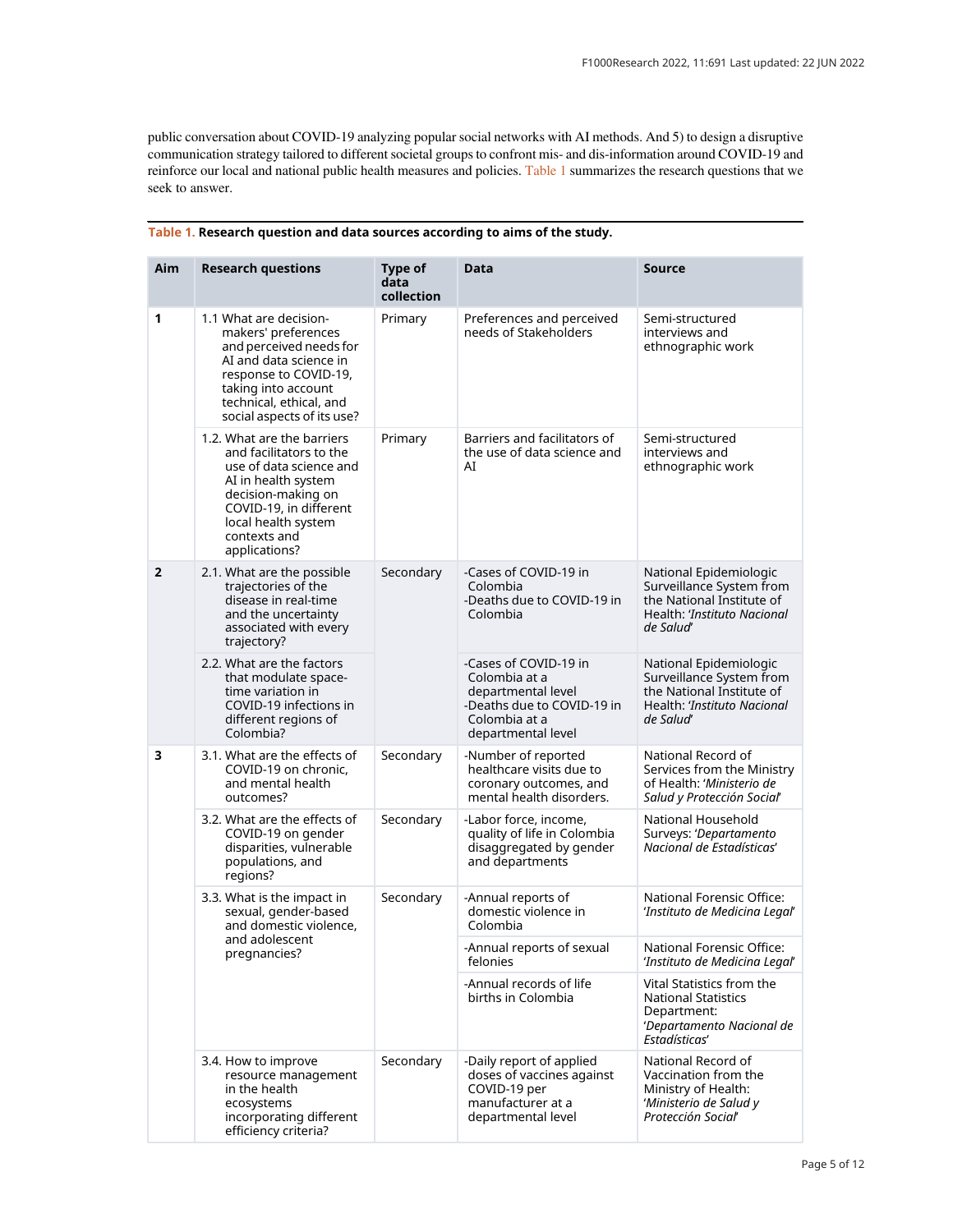public conversation about COVID-19 analyzing popular social networks with AI methods. And 5) to design a disruptive communication strategy tailored to different societal groups to confront mis- and dis-information around COVID-19 and reinforce our local and national public health measures and policies. Table 1 summarizes the research questions that we seek to answer.

**Table 1. Research question and data sources according to aims of the study.**

| Aim | Research questions | Type of data collection | Data | Source |
|---|---|---|---|---|
| 1 | 1.1 What are decision-makers' preferences and perceived needs for AI and data science in response to COVID-19, taking into account technical, ethical, and social aspects of its use? | Primary | Preferences and perceived needs of Stakeholders | Semi-structured interviews and ethnographic work |
| | 1.2. What are the barriers and facilitators to the use of data science and AI in health system decision-making on COVID-19, in different local health system contexts and applications? | Primary | Barriers and facilitators of the use of data science and AI | Semi-structured interviews and ethnographic work |
| 2 | 2.1. What are the possible trajectories of the disease in real-time and the uncertainty associated with every trajectory? | Secondary | -Cases of COVID-19 in Colombia<br>-Deaths due to COVID-19 in Colombia | National Epidemiologic Surveillance System from the National Institute of Health: '*Instituto Nacional de Salud*' |
| | 2.2. What are the factors that modulate space-time variation in COVID-19 infections in different regions of Colombia? | | -Cases of COVID-19 in Colombia at a departmental level<br>-Deaths due to COVID-19 in Colombia at a departmental level | National Epidemiologic Surveillance System from the National Institute of Health: '*Instituto Nacional de Salud*' |
| 3 | 3.1. What are the effects of COVID-19 on chronic, and mental health outcomes? | Secondary | -Number of reported healthcare visits due to coronary outcomes, and mental health disorders. | National Record of Services from the Ministry of Health: '*Ministerio de Salud y Protección Social*' |
| | 3.2. What are the effects of COVID-19 on gender disparities, vulnerable populations, and regions? | Secondary | -Labor force, income, quality of life in Colombia disaggregated by gender and departments | National Household Surveys: '*Departamento Nacional de Estadísticas*' |
| | 3.3. What is the impact in sexual, gender-based and domestic violence, and adolescent pregnancies? | Secondary | -Annual reports of domestic violence in Colombia | National Forensic Office: '*Instituto de Medicina Legal*' |
| | | | -Annual reports of sexual felonies | National Forensic Office: '*Instituto de Medicina Legal*' |
| | | | -Annual records of life births in Colombia | Vital Statistics from the National Statistics Department: '*Departamento Nacional de Estadísticas*' |
| | 3.4. How to improve resource management in the health ecosystems incorporating different efficiency criteria? | Secondary | -Daily report of applied doses of vaccines against COVID-19 per manufacturer at a departmental level | National Record of Vaccination from the Ministry of Health: '*Ministerio de Salud y Protección Social*' |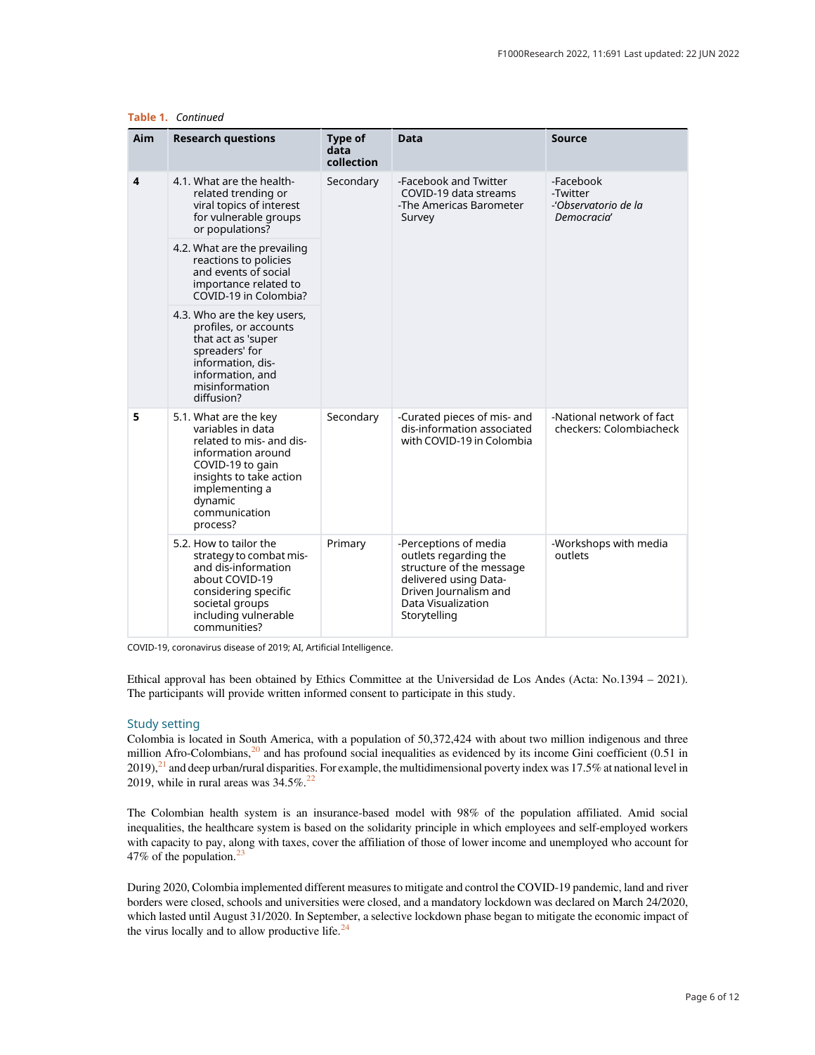**Table 1.** *Continued*

| Aim | Research questions | Type of data collection | Data | Source |
|---|---|---|---|---|
| **4** | 4.1. What are the health-related trending or viral topics of interest for vulnerable groups or populations? | Secondary | -Facebook and Twitter COVID-19 data streams<br>-The Americas Barometer Survey | -Facebook<br>-Twitter<br>-*'Observatorio de la Democracia'* |
| | 4.2. What are the prevailing reactions to policies and events of social importance related to COVID-19 in Colombia? | | | |
| | 4.3. Who are the key users, profiles, or accounts that act as 'super spreaders' for information, dis-information, and misinformation diffusion? | | | |
| **5** | 5.1. What are the key variables in data related to mis- and dis-information around COVID-19 to gain insights to take action implementing a dynamic communication process? | Secondary | -Curated pieces of mis- and dis-information associated with COVID-19 in Colombia | -National network of fact checkers: Colombiacheck |
| | 5.2. How to tailor the strategy to combat mis- and dis-information about COVID-19 considering specific societal groups including vulnerable communities? | Primary | -Perceptions of media outlets regarding the structure of the message delivered using Data-Driven Journalism and Data Visualization Storytelling | -Workshops with media outlets |

COVID-19, coronavirus disease of 2019; AI, Artificial Intelligence.

Ethical approval has been obtained by Ethics Committee at the Universidad de Los Andes (Acta: No.1394 – 2021). The participants will provide written informed consent to participate in this study.

## Study setting

Colombia is located in South America, with a population of 50,372,424 with about two million indigenous and three million Afro-Colombians,[20] and has profound social inequalities as evidenced by its income Gini coefficient (0.51 in 2019),[21] and deep urban/rural disparities. For example, the multidimensional poverty index was 17.5% at national level in 2019, while in rural areas was 34.5%.[22]

The Colombian health system is an insurance-based model with 98% of the population affiliated. Amid social inequalities, the healthcare system is based on the solidarity principle in which employees and self-employed workers with capacity to pay, along with taxes, cover the affiliation of those of lower income and unemployed who account for 47% of the population.[23]

During 2020, Colombia implemented different measures to mitigate and control the COVID-19 pandemic, land and river borders were closed, schools and universities were closed, and a mandatory lockdown was declared on March 24/2020, which lasted until August 31/2020. In September, a selective lockdown phase began to mitigate the economic impact of the virus locally and to allow productive life.[24]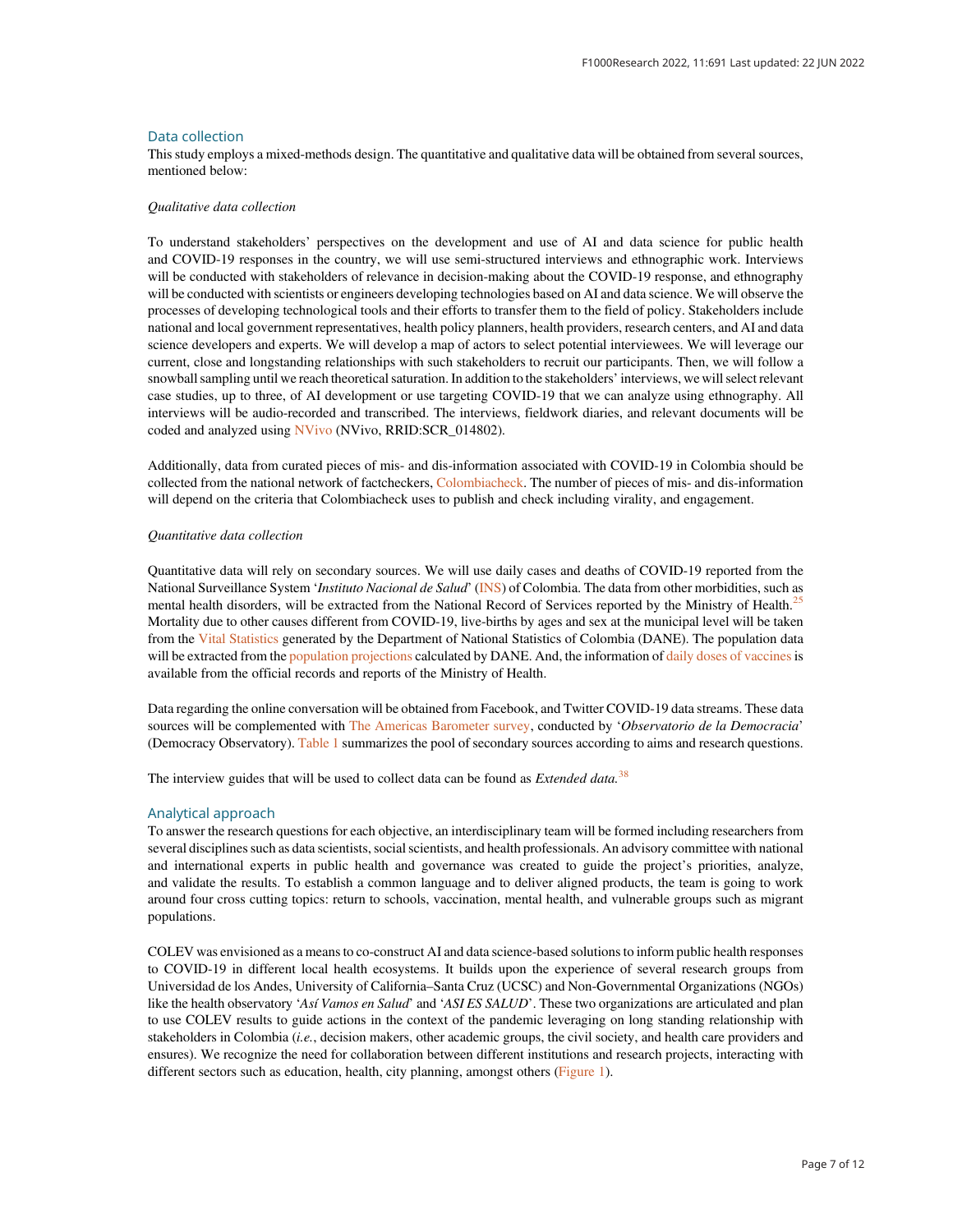## Data collection

This study employs a mixed-methods design. The quantitative and qualitative data will be obtained from several sources, mentioned below:

### *Qualitative data collection*

To understand stakeholders' perspectives on the development and use of AI and data science for public health and COVID-19 responses in the country, we will use semi-structured interviews and ethnographic work. Interviews will be conducted with stakeholders of relevance in decision-making about the COVID-19 response, and ethnography will be conducted with scientists or engineers developing technologies based on AI and data science. We will observe the processes of developing technological tools and their efforts to transfer them to the field of policy. Stakeholders include national and local government representatives, health policy planners, health providers, research centers, and AI and data science developers and experts. We will develop a map of actors to select potential interviewees. We will leverage our current, close and longstanding relationships with such stakeholders to recruit our participants. Then, we will follow a snowball sampling until we reach theoretical saturation. In addition to the stakeholders' interviews, we will select relevant case studies, up to three, of AI development or use targeting COVID-19 that we can analyze using ethnography. All interviews will be audio-recorded and transcribed. The interviews, fieldwork diaries, and relevant documents will be coded and analyzed using NVivo (NVivo, RRID:SCR_014802).

Additionally, data from curated pieces of mis- and dis-information associated with COVID-19 in Colombia should be collected from the national network of factcheckers, Colombiacheck. The number of pieces of mis- and dis-information will depend on the criteria that Colombiacheck uses to publish and check including virality, and engagement.

### *Quantitative data collection*

Quantitative data will rely on secondary sources. We will use daily cases and deaths of COVID-19 reported from the National Surveillance System '*Instituto Nacional de Salud*' (INS) of Colombia. The data from other morbidities, such as mental health disorders, will be extracted from the National Record of Services reported by the Ministry of Health.[25] Mortality due to other causes different from COVID-19, live-births by ages and sex at the municipal level will be taken from the Vital Statistics generated by the Department of National Statistics of Colombia (DANE). The population data will be extracted from the population projections calculated by DANE. And, the information of daily doses of vaccines is available from the official records and reports of the Ministry of Health.

Data regarding the online conversation will be obtained from Facebook, and Twitter COVID-19 data streams. These data sources will be complemented with The Americas Barometer survey, conducted by '*Observatorio de la Democracia*' (Democracy Observatory). Table 1 summarizes the pool of secondary sources according to aims and research questions.

The interview guides that will be used to collect data can be found as *Extended data*.[38]

## Analytical approach

To answer the research questions for each objective, an interdisciplinary team will be formed including researchers from several disciplines such as data scientists, social scientists, and health professionals. An advisory committee with national and international experts in public health and governance was created to guide the project's priorities, analyze, and validate the results. To establish a common language and to deliver aligned products, the team is going to work around four cross cutting topics: return to schools, vaccination, mental health, and vulnerable groups such as migrant populations.

COLEV was envisioned as a means to co-construct AI and data science-based solutions to inform public health responses to COVID-19 in different local health ecosystems. It builds upon the experience of several research groups from Universidad de los Andes, University of California–Santa Cruz (UCSC) and Non-Governmental Organizations (NGOs) like the health observatory '*Así Vamos en Salud*' and '*ASI ES SALUD*'. These two organizations are articulated and plan to use COLEV results to guide actions in the context of the pandemic leveraging on long standing relationship with stakeholders in Colombia (*i.e.*, decision makers, other academic groups, the civil society, and health care providers and ensures). We recognize the need for collaboration between different institutions and research projects, interacting with different sectors such as education, health, city planning, amongst others (Figure 1).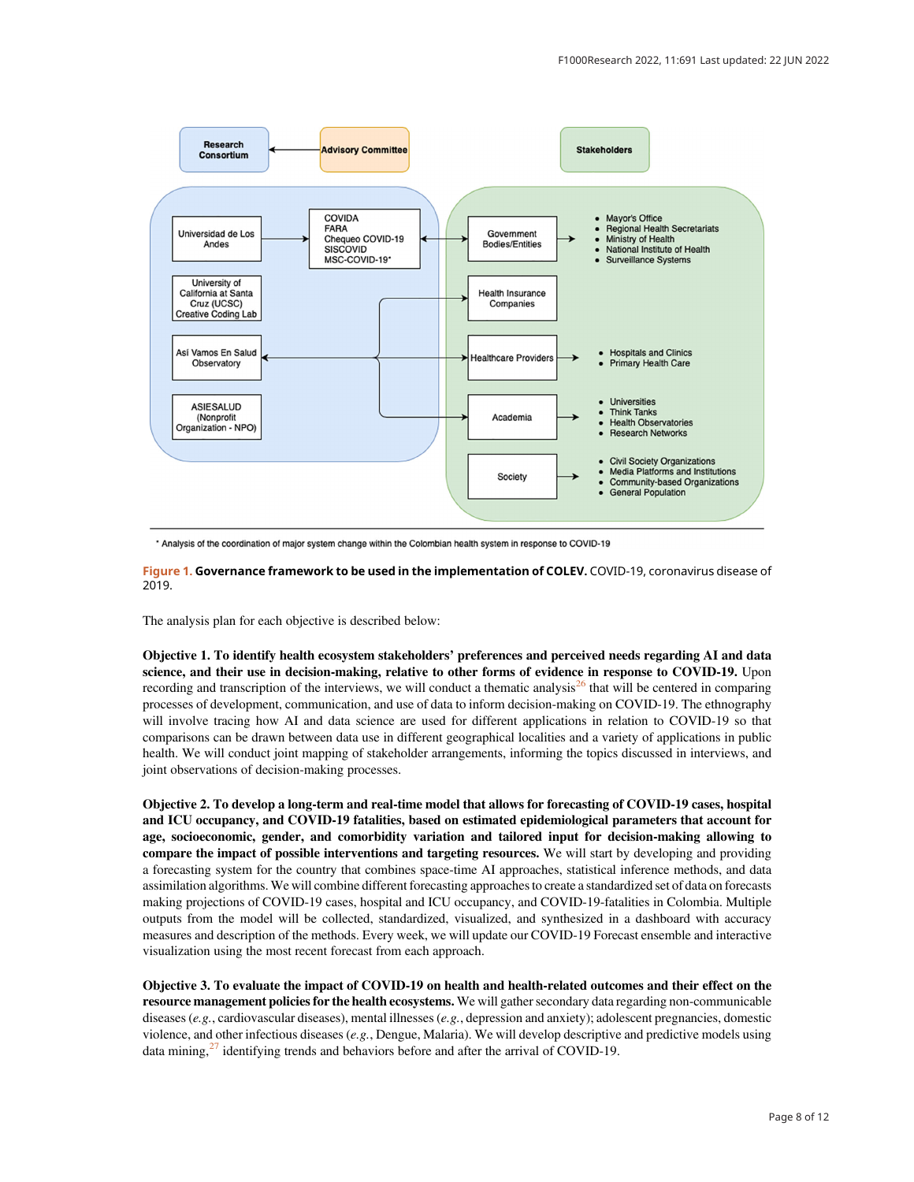Figure 1. **Governance framework to be used in the implementation of COLEV.** COVID-19, coronavirus disease of 2019.

The analysis plan for each objective is described below:

**Objective 1. To identify health ecosystem stakeholders' preferences and perceived needs regarding AI and data science, and their use in decision-making, relative to other forms of evidence in response to COVID-19.** Upon recording and transcription of the interviews, we will conduct a thematic analysis[26] that will be centered in comparing processes of development, communication, and use of data to inform decision-making on COVID-19. The ethnography will involve tracing how AI and data science are used for different applications in relation to COVID-19 so that comparisons can be drawn between data use in different geographical localities and a variety of applications in public health. We will conduct joint mapping of stakeholder arrangements, informing the topics discussed in interviews, and joint observations of decision-making processes.

**Objective 2. To develop a long-term and real-time model that allows for forecasting of COVID-19 cases, hospital and ICU occupancy, and COVID-19 fatalities, based on estimated epidemiological parameters that account for age, socioeconomic, gender, and comorbidity variation and tailored input for decision-making allowing to compare the impact of possible interventions and targeting resources.** We will start by developing and providing a forecasting system for the country that combines space-time AI approaches, statistical inference methods, and data assimilation algorithms. We will combine different forecasting approaches to create a standardized set of data on forecasts making projections of COVID-19 cases, hospital and ICU occupancy, and COVID-19-fatalities in Colombia. Multiple outputs from the model will be collected, standardized, visualized, and synthesized in a dashboard with accuracy measures and description of the methods. Every week, we will update our COVID-19 Forecast ensemble and interactive visualization using the most recent forecast from each approach.

**Objective 3. To evaluate the impact of COVID-19 on health and health-related outcomes and their effect on the resource management policies for the health ecosystems.** We will gather secondary data regarding non-communicable diseases (*e.g.*, cardiovascular diseases), mental illnesses (*e.g.*, depression and anxiety); adolescent pregnancies, domestic violence, and other infectious diseases (*e.g.*, Dengue, Malaria). We will develop descriptive and predictive models using data mining,[27] identifying trends and behaviors before and after the arrival of COVID-19.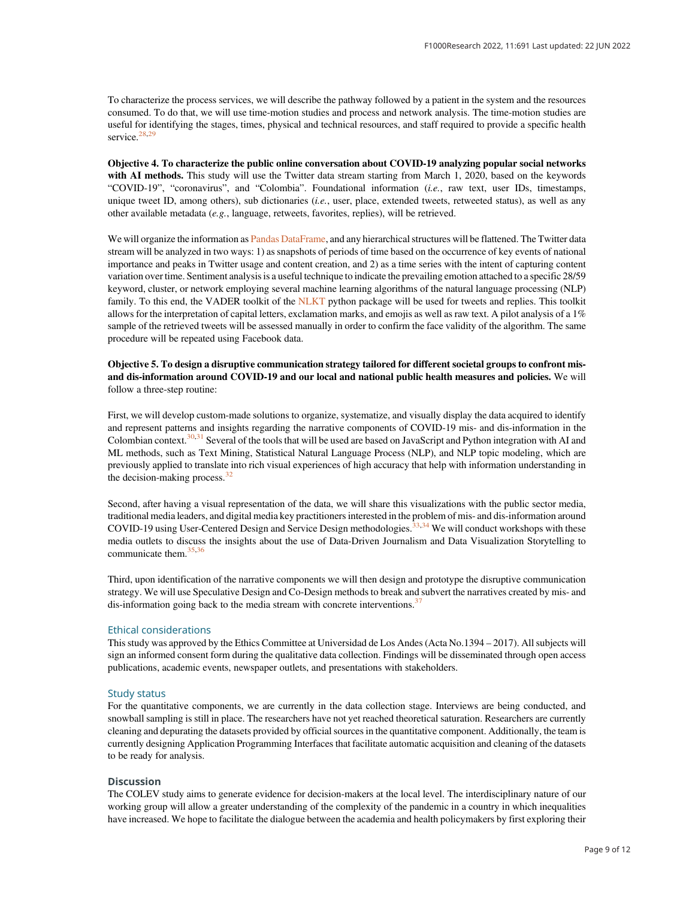To characterize the process services, we will describe the pathway followed by a patient in the system and the resources consumed. To do that, we will use time-motion studies and process and network analysis. The time-motion studies are useful for identifying the stages, times, physical and technical resources, and staff required to provide a specific health service.[28,29]

**Objective 4. To characterize the public online conversation about COVID-19 analyzing popular social networks with AI methods.** This study will use the Twitter data stream starting from March 1, 2020, based on the keywords "COVID-19", "coronavirus", and "Colombia". Foundational information (*i.e.*, raw text, user IDs, timestamps, unique tweet ID, among others), sub dictionaries (*i.e.*, user, place, extended tweets, retweeted status), as well as any other available metadata (*e.g.*, language, retweets, favorites, replies), will be retrieved.

We will organize the information as Pandas DataFrame, and any hierarchical structures will be flattened. The Twitter data stream will be analyzed in two ways: 1) as snapshots of periods of time based on the occurrence of key events of national importance and peaks in Twitter usage and content creation, and 2) as a time series with the intent of capturing content variation over time. Sentiment analysis is a useful technique to indicate the prevailing emotion attached to a specific 28/59 keyword, cluster, or network employing several machine learning algorithms of the natural language processing (NLP) family. To this end, the VADER toolkit of the NLKT python package will be used for tweets and replies. This toolkit allows for the interpretation of capital letters, exclamation marks, and emojis as well as raw text. A pilot analysis of a 1% sample of the retrieved tweets will be assessed manually in order to confirm the face validity of the algorithm. The same procedure will be repeated using Facebook data.

**Objective 5. To design a disruptive communication strategy tailored for different societal groups to confront mis- and dis-information around COVID-19 and our local and national public health measures and policies.** We will follow a three-step routine:

First, we will develop custom-made solutions to organize, systematize, and visually display the data acquired to identify and represent patterns and insights regarding the narrative components of COVID-19 mis- and dis-information in the Colombian context.[30,31] Several of the tools that will be used are based on JavaScript and Python integration with AI and ML methods, such as Text Mining, Statistical Natural Language Process (NLP), and NLP topic modeling, which are previously applied to translate into rich visual experiences of high accuracy that help with information understanding in the decision-making process.[32]

Second, after having a visual representation of the data, we will share this visualizations with the public sector media, traditional media leaders, and digital media key practitioners interested in the problem of mis- and dis-information around COVID-19 using User-Centered Design and Service Design methodologies.[33,34] We will conduct workshops with these media outlets to discuss the insights about the use of Data-Driven Journalism and Data Visualization Storytelling to communicate them.[35,36]

Third, upon identification of the narrative components we will then design and prototype the disruptive communication strategy. We will use Speculative Design and Co-Design methods to break and subvert the narratives created by mis- and dis-information going back to the media stream with concrete interventions.[37]

## Ethical considerations

This study was approved by the Ethics Committee at Universidad de Los Andes (Acta No.1394 – 2017). All subjects will sign an informed consent form during the qualitative data collection. Findings will be disseminated through open access publications, academic events, newspaper outlets, and presentations with stakeholders.

## Study status

For the quantitative components, we are currently in the data collection stage. Interviews are being conducted, and snowball sampling is still in place. The researchers have not yet reached theoretical saturation. Researchers are currently cleaning and depurating the datasets provided by official sources in the quantitative component. Additionally, the team is currently designing Application Programming Interfaces that facilitate automatic acquisition and cleaning of the datasets to be ready for analysis.

# Discussion

The COLEV study aims to generate evidence for decision-makers at the local level. The interdisciplinary nature of our working group will allow a greater understanding of the complexity of the pandemic in a country in which inequalities have increased. We hope to facilitate the dialogue between the academia and health policymakers by first exploring their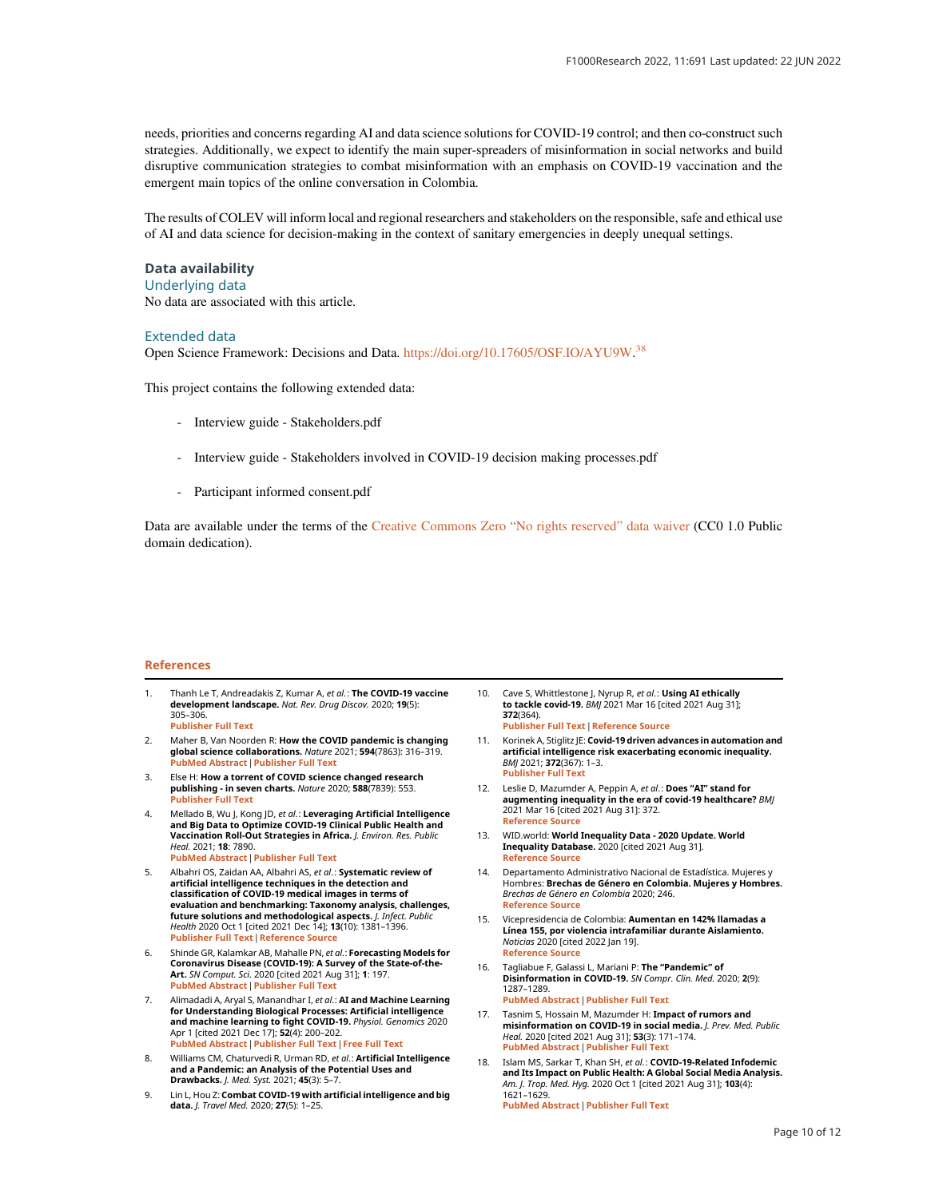needs, priorities and concerns regarding AI and data science solutions for COVID-19 control; and then co-construct such strategies. Additionally, we expect to identify the main super-spreaders of misinformation in social networks and build disruptive communication strategies to combat misinformation with an emphasis on COVID-19 vaccination and the emergent main topics of the online conversation in Colombia.

The results of COLEV will inform local and regional researchers and stakeholders on the responsible, safe and ethical use of AI and data science for decision-making in the context of sanitary emergencies in deeply unequal settings.

## Data availability

### Underlying data

No data are associated with this article.

### Extended data

Open Science Framework: Decisions and Data. https://doi.org/10.17605/OSF.IO/AYU9W.[38]

This project contains the following extended data:

- Interview guide - Stakeholders.pdf
- Interview guide - Stakeholders involved in COVID-19 decision making processes.pdf
- Participant informed consent.pdf

Data are available under the terms of the Creative Commons Zero "No rights reserved" data waiver (CC0 1.0 Public domain dedication).

## References

1. Thanh Le T, Andreadakis Z, Kumar A, *et al.*: **The COVID-19 vaccine development landscape.** *Nat. Rev. Drug Discov.* 2020; **19**(5): 305–306. Publisher Full Text
2. Maher B, Van Noorden R: **How the COVID pandemic is changing global science collaborations.** *Nature* 2021; **594**(7863): 316–319. PubMed Abstract | Publisher Full Text
3. Else H: **How a torrent of COVID science changed research publishing - in seven charts.** *Nature* 2020; **588**(7839): 553. Publisher Full Text
4. Mellado B, Wu J, Kong JD, *et al.*: **Leveraging Artificial Intelligence and Big Data to Optimize COVID-19 Clinical Public Health and Vaccination Roll-Out Strategies in Africa.** *J. Environ. Res. Public Heal.* 2021; **18**: 7890. PubMed Abstract | Publisher Full Text
5. Albahri OS, Zaidan AA, Albahri AS, *et al.*: **Systematic review of artificial intelligence techniques in the detection and classification of COVID-19 medical images in terms of evaluation and benchmarking: Taxonomy analysis, challenges, future solutions and methodological aspects.** *J. Infect. Public Health* 2020 Oct 1 [cited 2021 Dec 14]; **13**(10): 1381–1396. Publisher Full Text | Reference Source
6. Shinde GR, Kalamkar AB, Mahalle PN, *et al.*: **Forecasting Models for Coronavirus Disease (COVID-19): A Survey of the State-of-the-Art.** *SN Comput. Sci.* 2020 [cited 2021 Aug 31]; **1**: 197. PubMed Abstract | Publisher Full Text
7. Alimadadi A, Aryal S, Manandhar I, *et al.*: **AI and Machine Learning for Understanding Biological Processes: Artificial intelligence and machine learning to fight COVID-19.** *Physiol. Genomics* 2020 Apr 1 [cited 2021 Dec 17]; **52**(4): 200–202. PubMed Abstract | Publisher Full Text | Free Full Text
8. Williams CM, Chaturvedi R, Urman RD, *et al.*: **Artificial Intelligence and a Pandemic: an Analysis of the Potential Uses and Drawbacks.** *J. Med. Syst.* 2021; **45**(3): 5–7.
9. Lin L, Hou Z: **Combat COVID-19 with artificial intelligence and big data.** *J. Travel Med.* 2020; **27**(5): 1–25.
10. Cave S, Whittlestone J, Nyrup R, *et al.*: **Using AI ethically to tackle covid-19.** *BMJ* 2021 Mar 16 [cited 2021 Aug 31]; **372**(364). Publisher Full Text | Reference Source
11. Korinek A, Stiglitz JE: **Covid-19 driven advances in automation and artificial intelligence risk exacerbating economic inequality.** *BMJ* 2021; **372**(367): 1–3. Publisher Full Text
12. Leslie D, Mazumder A, Peppin A, *et al.*: **Does "AI" stand for augmenting inequality in the era of covid-19 healthcare?** *BMJ* 2021 Mar 16 [cited 2021 Aug 31]: 372. Reference Source
13. WID.world: **World Inequality Data - 2020 Update. World Inequality Database.** 2020 [cited 2021 Aug 31]. Reference Source
14. Departamento Administrativo Nacional de Estadística. Mujeres y Hombres: **Brechas de Género en Colombia. Mujeres y Hombres.** *Brechas de Género en Colombia* 2020; 246. Reference Source
15. Vicepresidencia de Colombia: **Aumentan en 142% llamadas a Línea 155, por violencia intrafamiliar durante Aislamiento.** *Noticias* 2020 [cited 2022 Jan 19]. Reference Source
16. Tagliabue F, Galassi L, Mariani P: **The "Pandemic" of Disinformation in COVID-19.** *SN Compr. Clin. Med.* 2020; **2**(9): 1287–1289. PubMed Abstract | Publisher Full Text
17. Tasnim S, Hossain M, Mazumder H: **Impact of rumors and misinformation on COVID-19 in social media.** *J. Prev. Med. Public Heal.* 2020 [cited 2021 Aug 31]; **53**(3): 171–174. PubMed Abstract | Publisher Full Text
18. Islam MS, Sarkar T, Khan SH, *et al.*: **COVID-19-Related Infodemic and Its Impact on Public Health: A Global Social Media Analysis.** *Am. J. Trop. Med. Hyg.* 2020 Oct 1 [cited 2021 Aug 31]; **103**(4): 1621–1629. PubMed Abstract | Publisher Full Text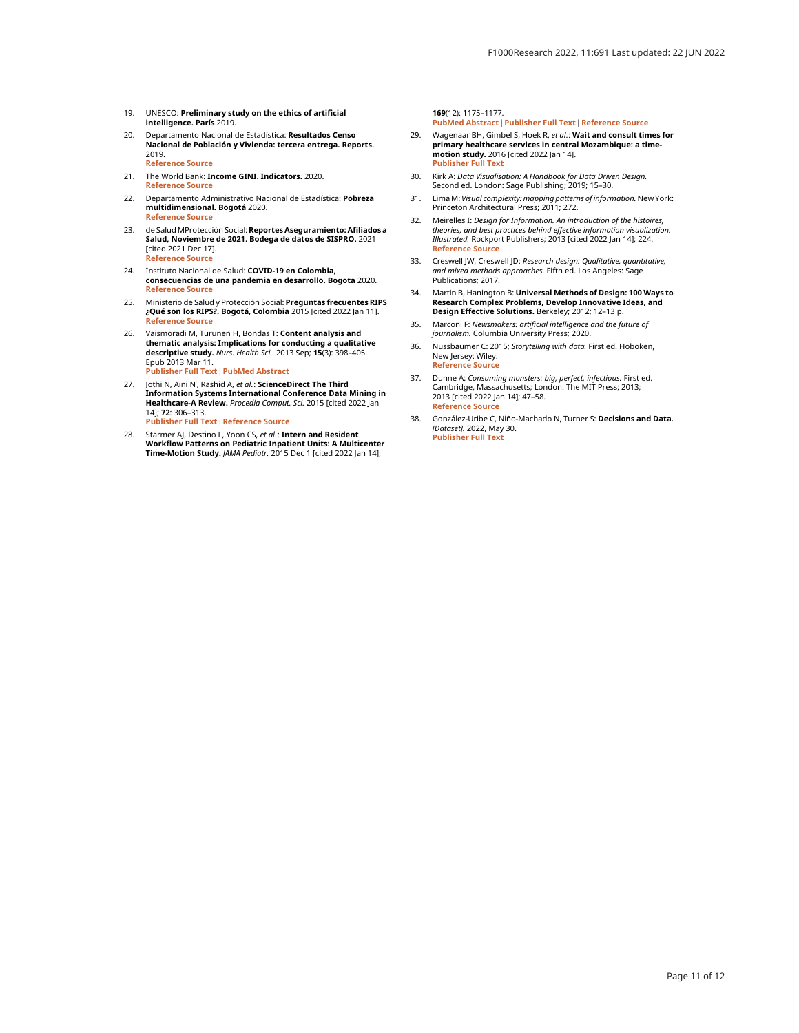19. UNESCO: **Preliminary study on the ethics of artificial intelligence. París** 2019.
20. Departamento Nacional de Estadística: **Resultados Censo Nacional de Población y Vivienda: tercera entrega. Reports.** 2019.
Reference Source
21. The World Bank: **Income GINI. Indicators.** 2020.
Reference Source
22. Departamento Administrativo Nacional de Estadística: **Pobreza multidimensional. Bogotá** 2020.
Reference Source
23. de Salud MProtección Social: **Reportes Aseguramiento: Afiliados a Salud, Noviembre de 2021. Bodega de datos de SISPRO.** 2021 [cited 2021 Dec 17].
Reference Source
24. Instituto Nacional de Salud: **COVID-19 en Colombia, consecuencias de una pandemia en desarrollo. Bogota** 2020.
Reference Source
25. Ministerio de Salud y Protección Social: **Preguntas frecuentes RIPS ¿Qué son los RIPS?. Bogotá, Colombia** 2015 [cited 2022 Jan 11].
Reference Source
26. Vaismoradi M, Turunen H, Bondas T: **Content analysis and thematic analysis: Implications for conducting a qualitative descriptive study.** *Nurs. Health Sci.* 2013 Sep; **15**(3): 398–405. Epub 2013 Mar 11.
Publisher Full Text | PubMed Abstract
27. Jothi N, Aini N', Rashid A, *et al.*: **ScienceDirect The Third Information Systems International Conference Data Mining in Healthcare-A Review.** *Procedia Comput. Sci.* 2015 [cited 2022 Jan 14]; **72**: 306–313.
Publisher Full Text | Reference Source
28. Starmer AJ, Destino L, Yoon CS, *et al.*: **Intern and Resident Workflow Patterns on Pediatric Inpatient Units: A Multicenter Time-Motion Study.** *JAMA Pediatr.* 2015 Dec 1 [cited 2022 Jan 14]; **169**(12): 1175–1177.
PubMed Abstract | Publisher Full Text | Reference Source
29. Wagenaar BH, Gimbel S, Hoek R, *et al.*: **Wait and consult times for primary healthcare services in central Mozambique: a time-motion study.** 2016 [cited 2022 Jan 14].
Publisher Full Text
30. Kirk A: *Data Visualisation: A Handbook for Data Driven Design.* Second ed. London: Sage Publishing; 2019; 15–30.
31. Lima M: *Visual complexity: mapping patterns of information.* New York: Princeton Architectural Press; 2011; 272.
32. Meirelles I: *Design for Information. An introduction of the histoires, theories, and best practices behind effective information visualization. Illustrated.* Rockport Publishers; 2013 [cited 2022 Jan 14]; 224.
Reference Source
33. Creswell JW, Creswell JD: *Research design: Qualitative, quantitative, and mixed methods approaches.* Fifth ed. Los Angeles: Sage Publications; 2017.
34. Martin B, Hanington B: **Universal Methods of Design: 100 Ways to Research Complex Problems, Develop Innovative Ideas, and Design Effective Solutions.** Berkeley; 2012; 12–13 p.
35. Marconi F: *Newsmakers: artificial intelligence and the future of journalism.* Columbia University Press; 2020.
36. Nussbaumer C: 2015; *Storytelling with data.* First ed. Hoboken, New Jersey: Wiley.
Reference Source
37. Dunne A: *Consuming monsters: big, perfect, infectious.* First ed. Cambridge, Massachusetts; London: The MIT Press; 2013; 2013 [cited 2022 Jan 14]; 47–58.
Reference Source
38. González-Uribe C, Niño-Machado N, Turner S: **Decisions and Data.** *[Dataset].* 2022, May 30.
Publisher Full Text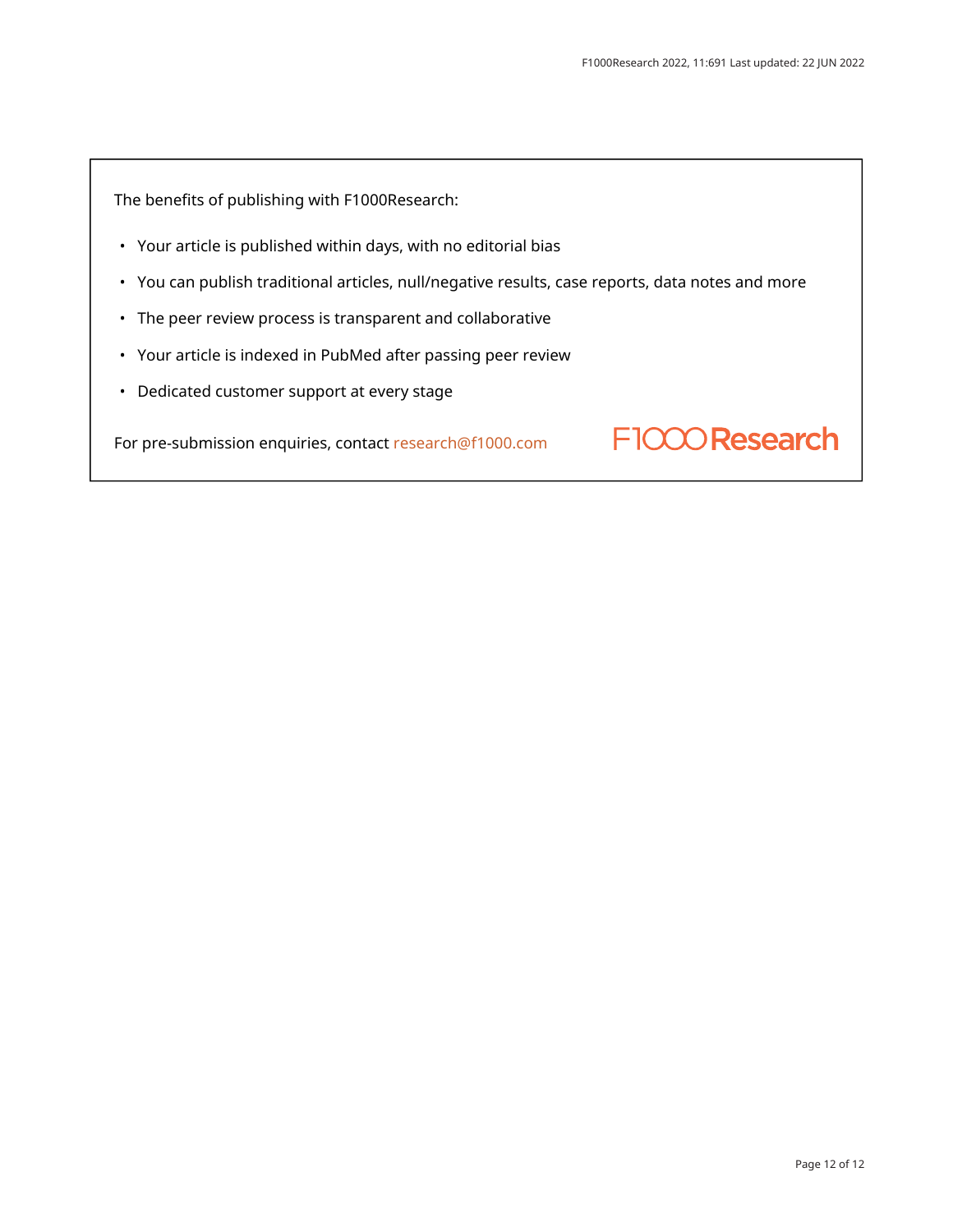The benefits of publishing with F1000Research:

- Your article is published within days, with no editorial bias
- You can publish traditional articles, null/negative results, case reports, data notes and more
- The peer review process is transparent and collaborative
- Your article is indexed in PubMed after passing peer review
- Dedicated customer support at every stage

For pre-submission enquiries, contact research@f1000.com

F1000 Research